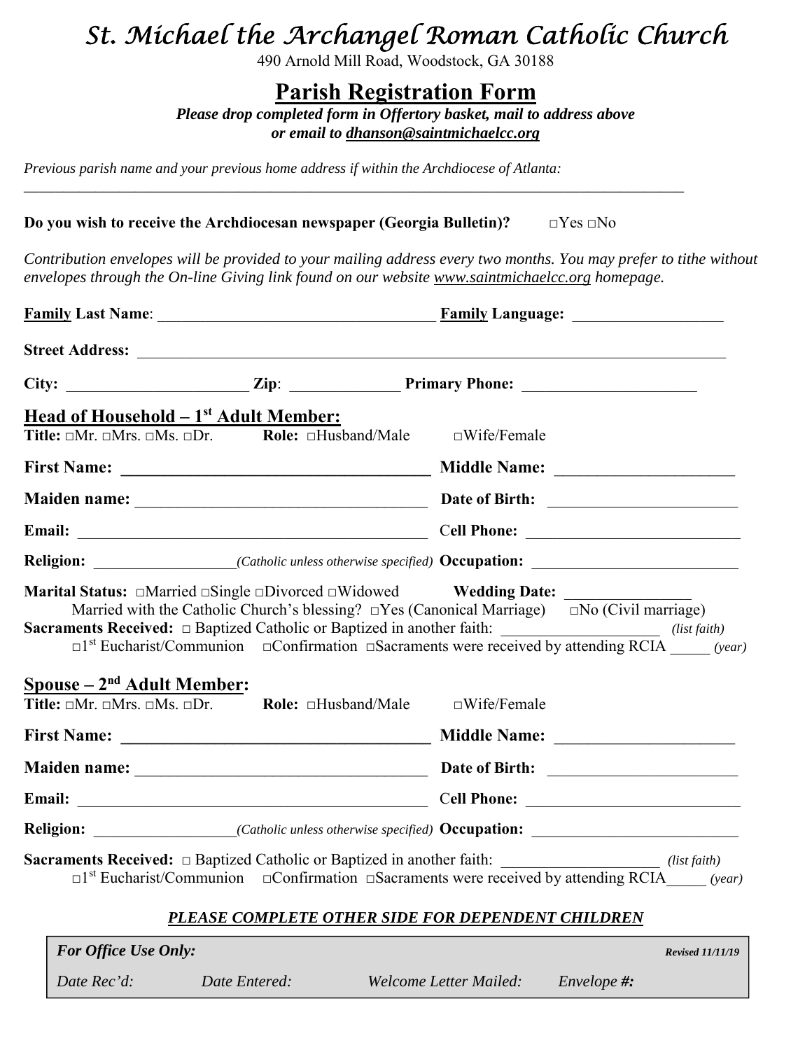# *St. Michael the Archangel Roman Catholic Church*

490 Arnold Mill Road, Woodstock, GA 30188

## Parish Registration Form

***Please drop completed form in Offertory basket, mail to address above***
***or email to dhanson@saintmichaelcc.org***

*Previous parish name and your previous home address if within the Archdiocese of Atlanta:*

______________________________________________________________________________

**Do you wish to receive the Archdiocesan newspaper (Georgia Bulletin)?** □Yes □No

*Contribution envelopes will be provided to your mailing address every two months. You may prefer to tithe without envelopes through the On-line Giving link found on our website www.saintmichaelcc.org homepage.*

**Family Last Name**: ___________________________________ **Family Language:** __________________

**Street Address:** ______________________________________________________________________

**City:** ______________________ **Zip**: _____________ **Primary Phone:** _____________________

### Head of Household – 1st Adult Member:

**Title:** □Mr. □Mrs. □Ms. □Dr. **Role:** □Husband/Male □Wife/Female

**First Name:** ____________________________________ **Middle Name:** _____________________

**Maiden name:** __________________________________ **Date of Birth:** _______________________

**Email:** _________________________________________ **Cell Phone:** __________________________

**Religion:** _________________*(Catholic unless otherwise specified)* **Occupation:** _________________________

**Marital Status:** □Married □Single □Divorced □Widowed **Wedding Date:** _______________

Married with the Catholic Church's blessing? □Yes (Canonical Marriage) □No (Civil marriage)

**Sacraments Received:** □ Baptized Catholic or Baptized in another faith: ___________________ *(list faith)*

□1st Eucharist/Communion □Confirmation □Sacraments were received by attending RCIA _____ *(year)*

### Spouse – 2nd Adult Member:

**Title:** □Mr. □Mrs. □Ms. □Dr. **Role:** □Husband/Male □Wife/Female

**First Name:** ____________________________________ **Middle Name:** _____________________

**Maiden name:** __________________________________ **Date of Birth:** _______________________

**Email:** _________________________________________ **Cell Phone:** __________________________

**Religion:** _________________*(Catholic unless otherwise specified)* **Occupation:** _________________________

**Sacraments Received:** □ Baptized Catholic or Baptized in another faith: ___________________ *(list faith)*

□1st Eucharist/Communion □Confirmation □Sacraments were received by attending RCIA_____ *(year)*

***PLEASE COMPLETE OTHER SIDE FOR DEPENDENT CHILDREN***

| | | | | |
|---|---|---|---|---|
| ***For Office Use Only:*** | | | | ***Revised 11/11/19*** |
| *Date Rec'd:* | *Date Entered:* | *Welcome Letter Mailed:* | *Envelope* ***#:*** | |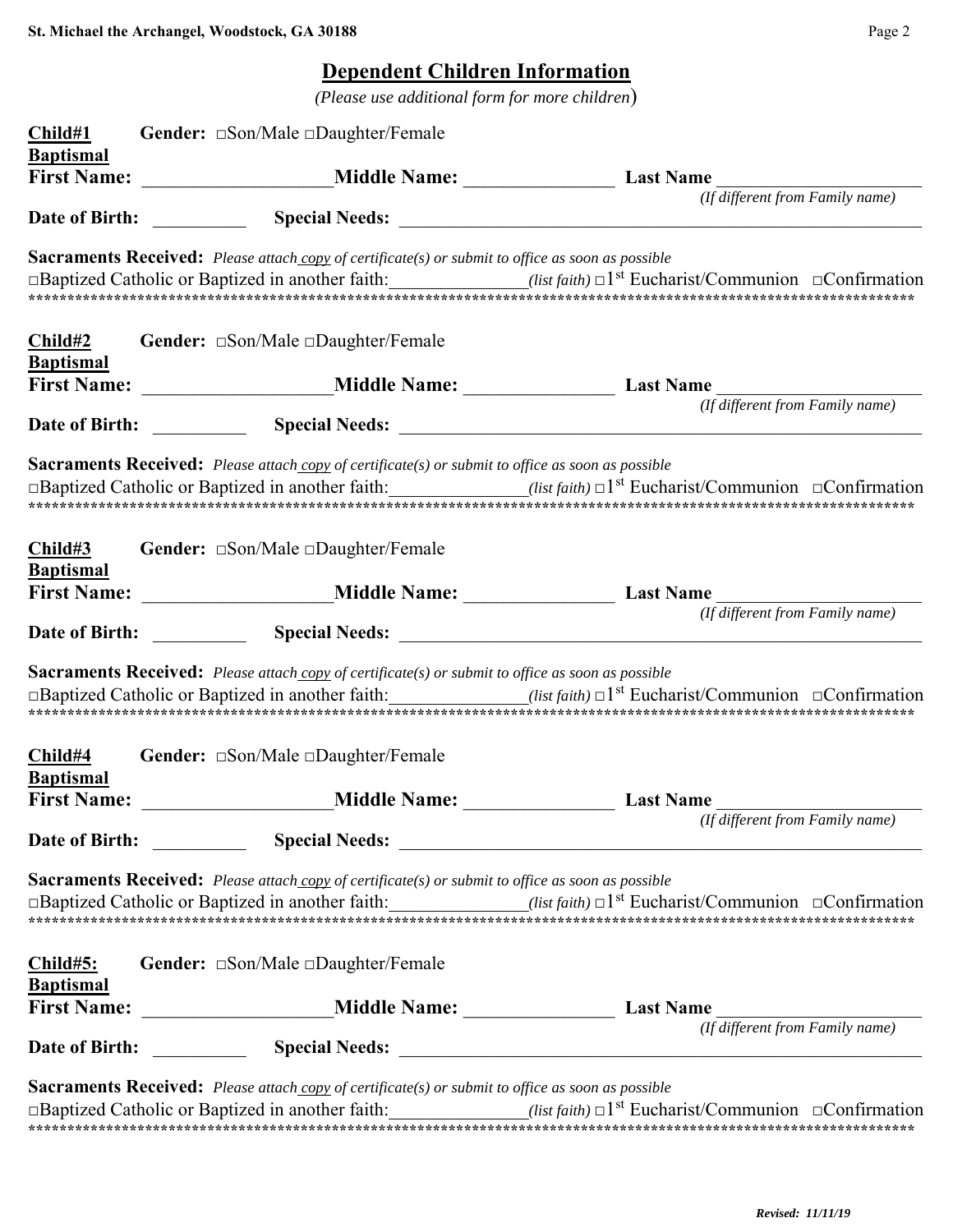## Dependent Children Information

*(Please use additional form for more children)*

**Child#1** **Gender:** □Son/Male □Daughter/Female

**Baptismal First Name:** ____________________ **Middle Name:** ________________ **Last Name** ______________________
*(If different from Family name)*

**Date of Birth:** __________ **Special Needs:** ____________________________________________________________

**Sacraments Received:** *Please attach copy of certificate(s) or submit to office as soon as possible*
□Baptized Catholic or Baptized in another faith:_______________*(list faith)* □1st Eucharist/Communion □Confirmation

******************************************************************************************************************

**Child#2** **Gender:** □Son/Male □Daughter/Female

**Baptismal First Name:** ____________________ **Middle Name:** ________________ **Last Name** ______________________
*(If different from Family name)*

**Date of Birth:** __________ **Special Needs:** ____________________________________________________________

**Sacraments Received:** *Please attach copy of certificate(s) or submit to office as soon as possible*
□Baptized Catholic or Baptized in another faith:_______________*(list faith)* □1st Eucharist/Communion □Confirmation

******************************************************************************************************************

**Child#3** **Gender:** □Son/Male □Daughter/Female

**Baptismal First Name:** ____________________ **Middle Name:** ________________ **Last Name** ______________________
*(If different from Family name)*

**Date of Birth:** __________ **Special Needs:** ____________________________________________________________

**Sacraments Received:** *Please attach copy of certificate(s) or submit to office as soon as possible*
□Baptized Catholic or Baptized in another faith:_______________*(list faith)* □1st Eucharist/Communion □Confirmation

******************************************************************************************************************

**Child#4** **Gender:** □Son/Male □Daughter/Female

**Baptismal First Name:** ____________________ **Middle Name:** ________________ **Last Name** ______________________
*(If different from Family name)*

**Date of Birth:** __________ **Special Needs:** ____________________________________________________________

**Sacraments Received:** *Please attach copy of certificate(s) or submit to office as soon as possible*
□Baptized Catholic or Baptized in another faith:_______________*(list faith)* □1st Eucharist/Communion □Confirmation

******************************************************************************************************************

**Child#5:** **Gender:** □Son/Male □Daughter/Female

**Baptismal First Name:** ____________________ **Middle Name:** ________________ **Last Name** ______________________
*(If different from Family name)*

**Date of Birth:** __________ **Special Needs:** ____________________________________________________________

**Sacraments Received:** *Please attach copy of certificate(s) or submit to office as soon as possible*
□Baptized Catholic or Baptized in another faith:_______________*(list faith)* □1st Eucharist/Communion □Confirmation

******************************************************************************************************************

***Revised: 11/11/19***